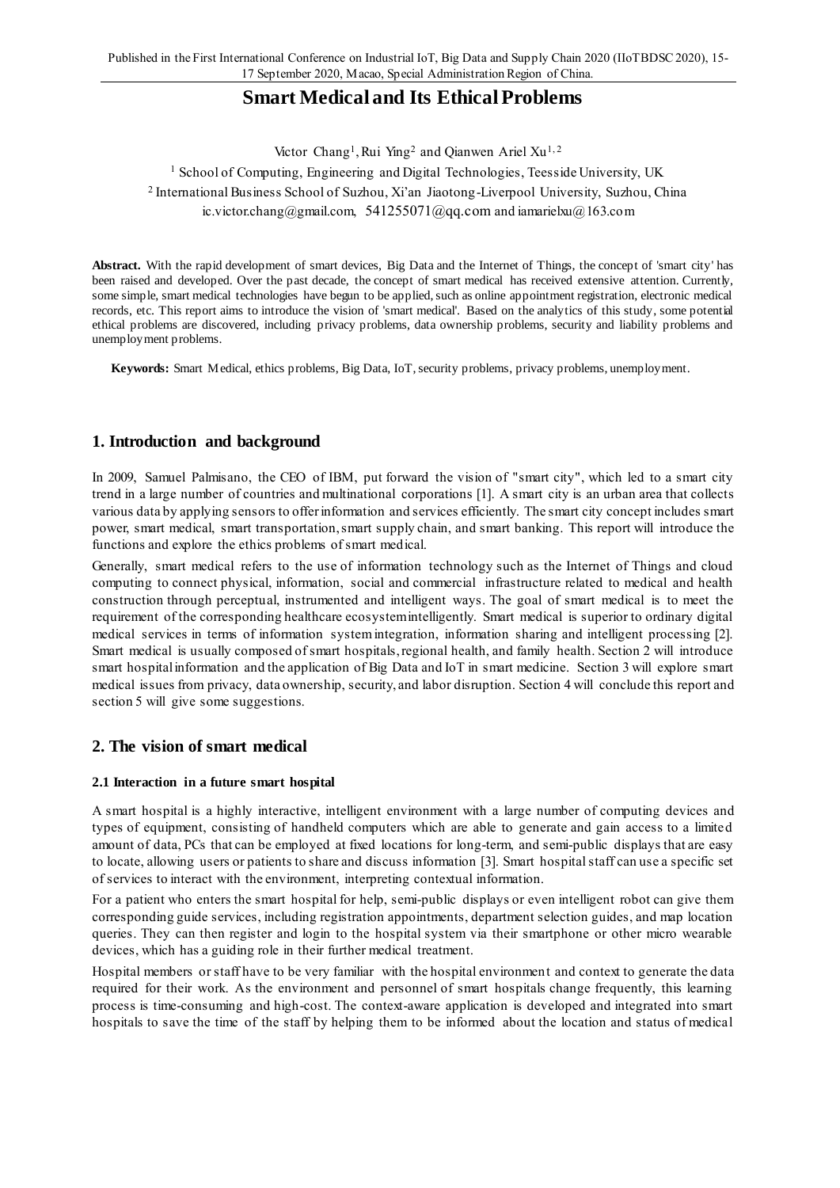Published in the First International Conference on Industrial IoT, Big Data and Supply Chain 2020 (IIoTBDSC 2020), 15-17 September 2020, Macao, Special Administration Region of China.

# Smart Medical and Its Ethical Problems

Victor Chang[1], Rui Ying[2] and Qianwen Ariel Xu[1,2]

[1] School of Computing, Engineering and Digital Technologies, Teesside University, UK
[2] International Business School of Suzhou, Xi'an Jiaotong-Liverpool University, Suzhou, China
ic.victor.chang@gmail.com, 541255071@qq.com and iamarielxu@163.com

**Abstract.** With the rapid development of smart devices, Big Data and the Internet of Things, the concept of 'smart city' has been raised and developed. Over the past decade, the concept of smart medical has received extensive attention. Currently, some simple, smart medical technologies have begun to be applied, such as online appointment registration, electronic medical records, etc. This report aims to introduce the vision of 'smart medical'. Based on the analytics of this study, some potential ethical problems are discovered, including privacy problems, data ownership problems, security and liability problems and unemployment problems.

**Keywords:** Smart Medical, ethics problems, Big Data, IoT, security problems, privacy problems, unemployment.

## 1. Introduction and background

In 2009, Samuel Palmisano, the CEO of IBM, put forward the vision of "smart city", which led to a smart city trend in a large number of countries and multinational corporations [1]. A smart city is an urban area that collects various data by applying sensors to offer information and services efficiently. The smart city concept includes smart power, smart medical, smart transportation, smart supply chain, and smart banking. This report will introduce the functions and explore the ethics problems of smart medical.

Generally, smart medical refers to the use of information technology such as the Internet of Things and cloud computing to connect physical, information, social and commercial infrastructure related to medical and health construction through perceptual, instrumented and intelligent ways. The goal of smart medical is to meet the requirement of the corresponding healthcare ecosystem intelligently. Smart medical is superior to ordinary digital medical services in terms of information system integration, information sharing and intelligent processing [2]. Smart medical is usually composed of smart hospitals, regional health, and family health. Section 2 will introduce smart hospital information and the application of Big Data and IoT in smart medicine. Section 3 will explore smart medical issues from privacy, data ownership, security, and labor disruption. Section 4 will conclude this report and section 5 will give some suggestions.

## 2. The vision of smart medical

### 2.1 Interaction in a future smart hospital

A smart hospital is a highly interactive, intelligent environment with a large number of computing devices and types of equipment, consisting of handheld computers which are able to generate and gain access to a limited amount of data, PCs that can be employed at fixed locations for long-term, and semi-public displays that are easy to locate, allowing users or patients to share and discuss information [3]. Smart hospital staff can use a specific set of services to interact with the environment, interpreting contextual information.

For a patient who enters the smart hospital for help, semi-public displays or even intelligent robot can give them corresponding guide services, including registration appointments, department selection guides, and map location queries. They can then register and login to the hospital system via their smartphone or other micro wearable devices, which has a guiding role in their further medical treatment.

Hospital members or staff have to be very familiar with the hospital environment and context to generate the data required for their work. As the environment and personnel of smart hospitals change frequently, this learning process is time-consuming and high-cost. The context-aware application is developed and integrated into smart hospitals to save the time of the staff by helping them to be informed about the location and status of medical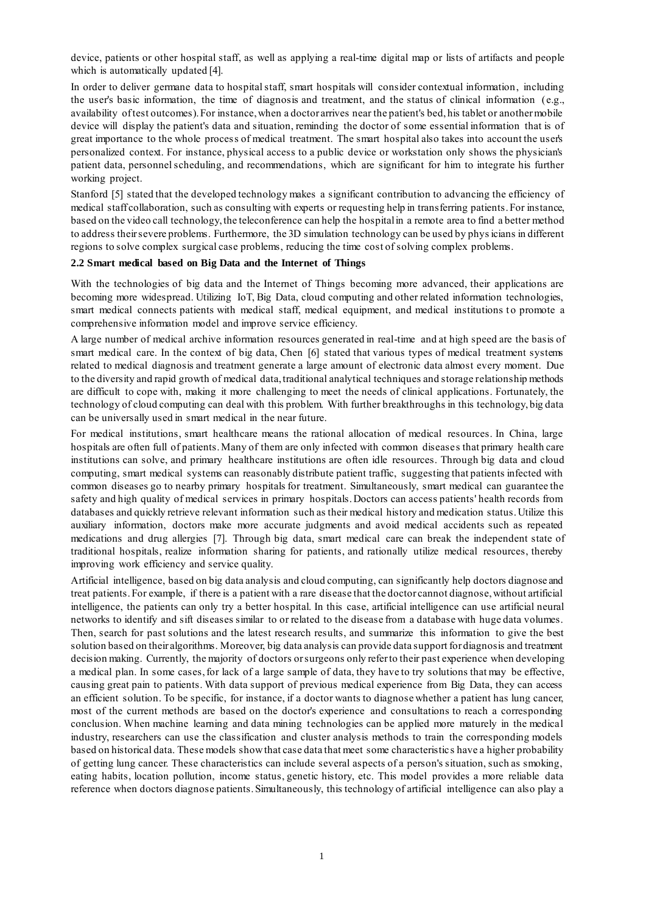device, patients or other hospital staff, as well as applying a real-time digital map or lists of artifacts and people which is automatically updated [4].

In order to deliver germane data to hospital staff, smart hospitals will consider contextual information, including the user's basic information, the time of diagnosis and treatment, and the status of clinical information (e.g., availability of test outcomes). For instance, when a doctor arrives near the patient's bed, his tablet or another mobile device will display the patient's data and situation, reminding the doctor of some essential information that is of great importance to the whole process of medical treatment. The smart hospital also takes into account the user's personalized context. For instance, physical access to a public device or workstation only shows the physician's patient data, personnel scheduling, and recommendations, which are significant for him to integrate his further working project.

Stanford [5] stated that the developed technology makes a significant contribution to advancing the efficiency of medical staff collaboration, such as consulting with experts or requesting help in transferring patients. For instance, based on the video call technology, the teleconference can help the hospital in a remote area to find a better method to address their severe problems. Furthermore, the 3D simulation technology can be used by physicians in different regions to solve complex surgical case problems, reducing the time cost of solving complex problems.

### 2.2 Smart medical based on Big Data and the Internet of Things

With the technologies of big data and the Internet of Things becoming more advanced, their applications are becoming more widespread. Utilizing IoT, Big Data, cloud computing and other related information technologies, smart medical connects patients with medical staff, medical equipment, and medical institutions to promote a comprehensive information model and improve service efficiency.

A large number of medical archive information resources generated in real-time and at high speed are the basis of smart medical care. In the context of big data, Chen [6] stated that various types of medical treatment systems related to medical diagnosis and treatment generate a large amount of electronic data almost every moment. Due to the diversity and rapid growth of medical data, traditional analytical techniques and storage relationship methods are difficult to cope with, making it more challenging to meet the needs of clinical applications. Fortunately, the technology of cloud computing can deal with this problem. With further breakthroughs in this technology, big data can be universally used in smart medical in the near future.

For medical institutions, smart healthcare means the rational allocation of medical resources. In China, large hospitals are often full of patients. Many of them are only infected with common diseases that primary health care institutions can solve, and primary healthcare institutions are often idle resources. Through big data and cloud computing, smart medical systems can reasonably distribute patient traffic, suggesting that patients infected with common diseases go to nearby primary hospitals for treatment. Simultaneously, smart medical can guarantee the safety and high quality of medical services in primary hospitals. Doctors can access patients' health records from databases and quickly retrieve relevant information such as their medical history and medication status. Utilize this auxiliary information, doctors make more accurate judgments and avoid medical accidents such as repeated medications and drug allergies [7]. Through big data, smart medical care can break the independent state of traditional hospitals, realize information sharing for patients, and rationally utilize medical resources, thereby improving work efficiency and service quality.

Artificial intelligence, based on big data analysis and cloud computing, can significantly help doctors diagnose and treat patients. For example, if there is a patient with a rare disease that the doctor cannot diagnose, without artificial intelligence, the patients can only try a better hospital. In this case, artificial intelligence can use artificial neural networks to identify and sift diseases similar to or related to the disease from a database with huge data volumes. Then, search for past solutions and the latest research results, and summarize this information to give the best solution based on their algorithms. Moreover, big data analysis can provide data support for diagnosis and treatment decision making. Currently, the majority of doctors or surgeons only refer to their past experience when developing a medical plan. In some cases, for lack of a large sample of data, they have to try solutions that may be effective, causing great pain to patients. With data support of previous medical experience from Big Data, they can access an efficient solution. To be specific, for instance, if a doctor wants to diagnose whether a patient has lung cancer, most of the current methods are based on the doctor's experience and consultations to reach a corresponding conclusion. When machine learning and data mining technologies can be applied more maturely in the medical industry, researchers can use the classification and cluster analysis methods to train the corresponding models based on historical data. These models show that case data that meet some characteristics have a higher probability of getting lung cancer. These characteristics can include several aspects of a person's situation, such as smoking, eating habits, location pollution, income status, genetic history, etc. This model provides a more reliable data reference when doctors diagnose patients. Simultaneously, this technology of artificial intelligence can also play a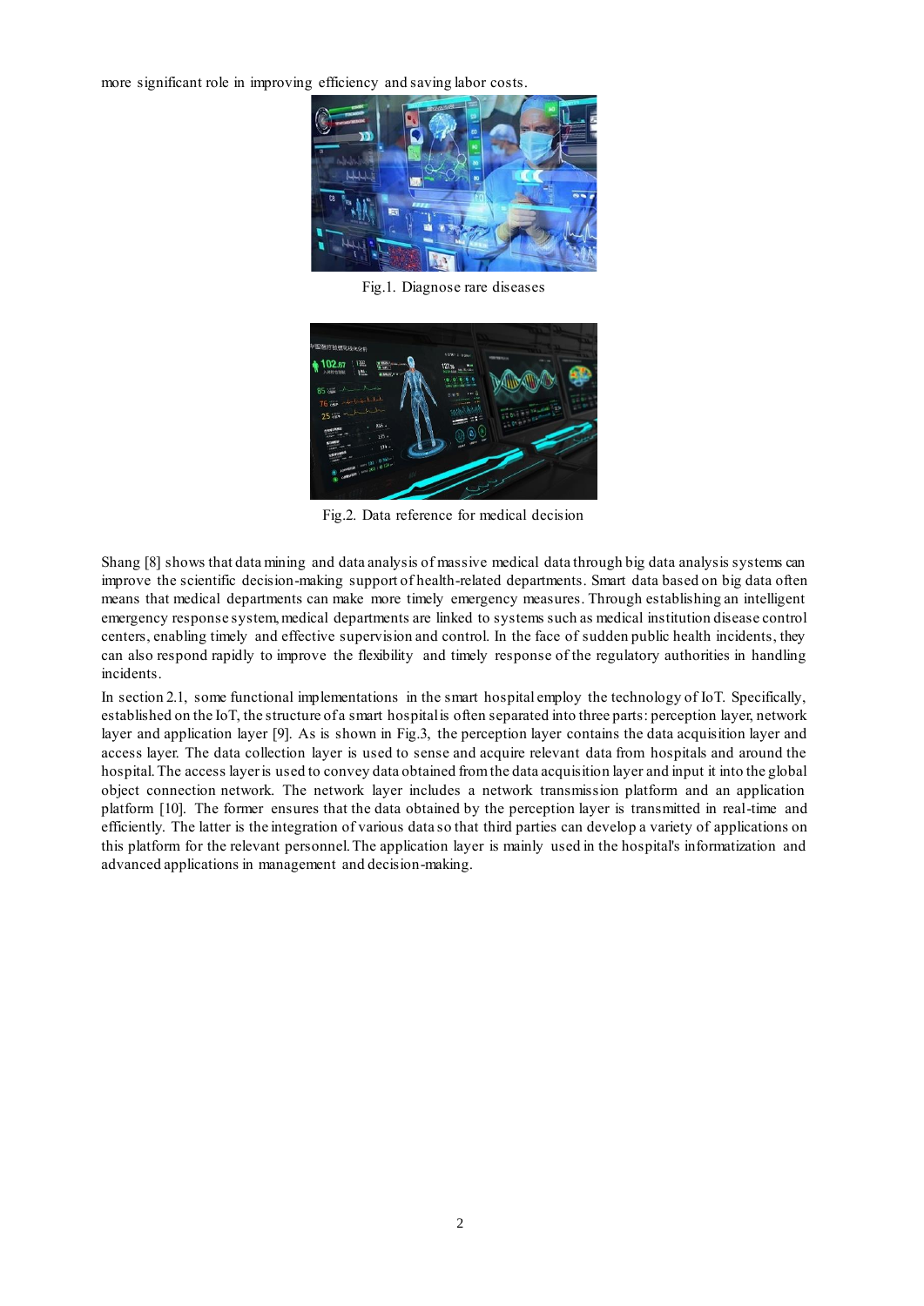more significant role in improving efficiency and saving labor costs.

Fig.1. Diagnose rare diseases

Fig.2. Data reference for medical decision

Shang [8] shows that data mining and data analysis of massive medical data through big data analysis systems can improve the scientific decision-making support of health-related departments. Smart data based on big data often means that medical departments can make more timely emergency measures. Through establishing an intelligent emergency response system, medical departments are linked to systems such as medical institution disease control centers, enabling timely and effective supervision and control. In the face of sudden public health incidents, they can also respond rapidly to improve the flexibility and timely response of the regulatory authorities in handling incidents.

In section 2.1, some functional implementations in the smart hospital employ the technology of IoT. Specifically, established on the IoT, the structure of a smart hospital is often separated into three parts: perception layer, network layer and application layer [9]. As is shown in Fig.3, the perception layer contains the data acquisition layer and access layer. The data collection layer is used to sense and acquire relevant data from hospitals and around the hospital. The access layer is used to convey data obtained from the data acquisition layer and input it into the global object connection network. The network layer includes a network transmission platform and an application platform [10]. The former ensures that the data obtained by the perception layer is transmitted in real-time and efficiently. The latter is the integration of various data so that third parties can develop a variety of applications on this platform for the relevant personnel. The application layer is mainly used in the hospital's informatization and advanced applications in management and decision-making.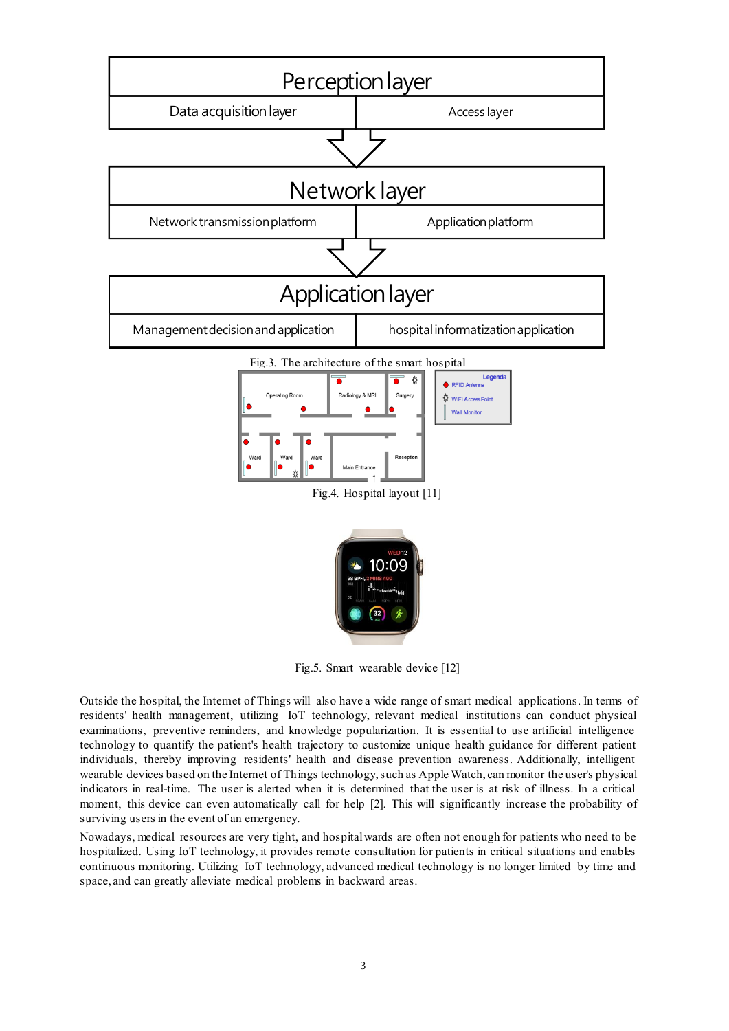| Perception layer | |
| --- | --- |
| Data acquisition layer | Access layer |

| Network layer | |
| --- | --- |
| Network transmission platform | Application platform |

| Application layer | |
| --- | --- |
| Management decision and application | hospital informatization application |

Fig.3. The architecture of the smart hospital

Fig.4. Hospital layout [11]

Fig.5. Smart wearable device [12]

Outside the hospital, the Internet of Things will also have a wide range of smart medical applications. In terms of residents' health management, utilizing IoT technology, relevant medical institutions can conduct physical examinations, preventive reminders, and knowledge popularization. It is essential to use artificial intelligence technology to quantify the patient's health trajectory to customize unique health guidance for different patient individuals, thereby improving residents' health and disease prevention awareness. Additionally, intelligent wearable devices based on the Internet of Things, such as Apple Watch, can monitor the user's physical indicators in real-time. The user is alerted when it is determined that the user is at risk of illness. In a critical moment, this device can even automatically call for help [2]. This will significantly increase the probability of surviving users in the event of an emergency.

Nowadays, medical resources are very tight, and hospital wards are often not enough for patients who need to be hospitalized. Using IoT technology, it provides remote consultation for patients in critical situations and enables continuous monitoring. Utilizing IoT technology, advanced medical technology is no longer limited by time and space, and can greatly alleviate medical problems in backward areas.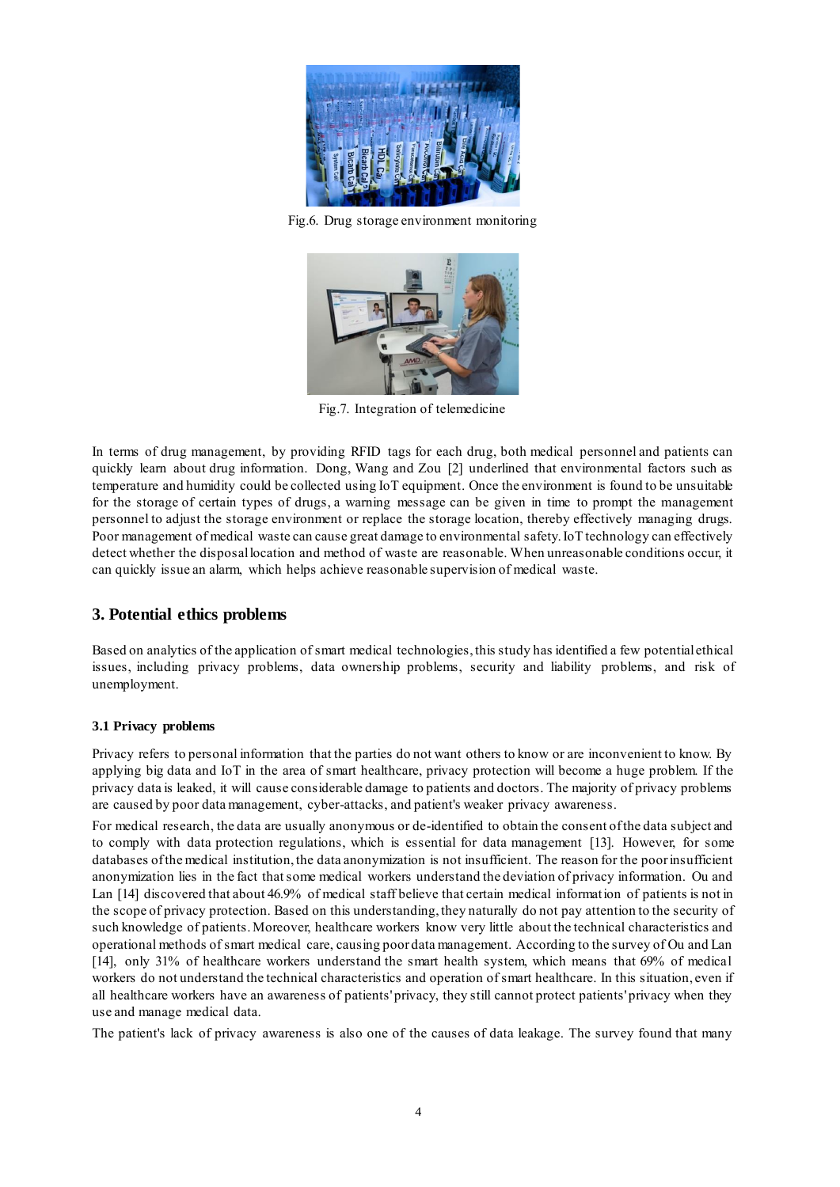Fig.6. Drug storage environment monitoring

Fig.7. Integration of telemedicine

In terms of drug management, by providing RFID tags for each drug, both medical personnel and patients can quickly learn about drug information. Dong, Wang and Zou [2] underlined that environmental factors such as temperature and humidity could be collected using IoT equipment. Once the environment is found to be unsuitable for the storage of certain types of drugs, a warning message can be given in time to prompt the management personnel to adjust the storage environment or replace the storage location, thereby effectively managing drugs. Poor management of medical waste can cause great damage to environmental safety. IoT technology can effectively detect whether the disposal location and method of waste are reasonable. When unreasonable conditions occur, it can quickly issue an alarm, which helps achieve reasonable supervision of medical waste.

## 3. Potential ethics problems

Based on analytics of the application of smart medical technologies, this study has identified a few potential ethical issues, including privacy problems, data ownership problems, security and liability problems, and risk of unemployment.

### 3.1 Privacy problems

Privacy refers to personal information that the parties do not want others to know or are inconvenient to know. By applying big data and IoT in the area of smart healthcare, privacy protection will become a huge problem. If the privacy data is leaked, it will cause considerable damage to patients and doctors. The majority of privacy problems are caused by poor data management, cyber-attacks, and patient's weaker privacy awareness.

For medical research, the data are usually anonymous or de-identified to obtain the consent of the data subject and to comply with data protection regulations, which is essential for data management [13]. However, for some databases of the medical institution, the data anonymization is not insufficient. The reason for the poor insufficient anonymization lies in the fact that some medical workers understand the deviation of privacy information. Ou and Lan [14] discovered that about 46.9% of medical staff believe that certain medical information of patients is not in the scope of privacy protection. Based on this understanding, they naturally do not pay attention to the security of such knowledge of patients. Moreover, healthcare workers know very little about the technical characteristics and operational methods of smart medical care, causing poor data management. According to the survey of Ou and Lan [14], only 31% of healthcare workers understand the smart health system, which means that 69% of medical workers do not understand the technical characteristics and operation of smart healthcare. In this situation, even if all healthcare workers have an awareness of patients' privacy, they still cannot protect patients' privacy when they use and manage medical data.

The patient's lack of privacy awareness is also one of the causes of data leakage. The survey found that many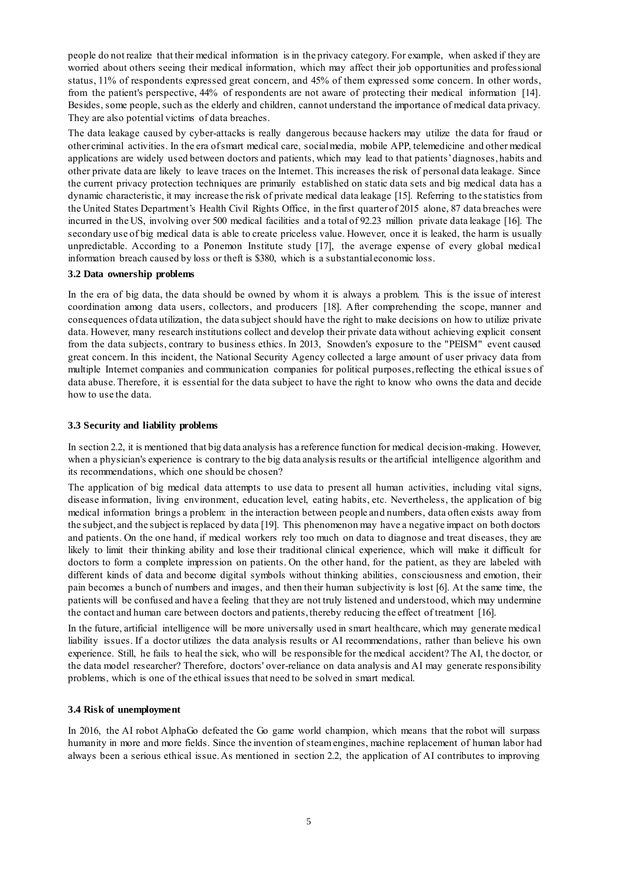people do not realize that their medical information is in the privacy category. For example, when asked if they are worried about others seeing their medical information, which may affect their job opportunities and professional status, 11% of respondents expressed great concern, and 45% of them expressed some concern. In other words, from the patient's perspective, 44% of respondents are not aware of protecting their medical information [14]. Besides, some people, such as the elderly and children, cannot understand the importance of medical data privacy. They are also potential victims of data breaches.

The data leakage caused by cyber-attacks is really dangerous because hackers may utilize the data for fraud or other criminal activities. In the era of smart medical care, social media, mobile APP, telemedicine and other medical applications are widely used between doctors and patients, which may lead to that patients' diagnoses, habits and other private data are likely to leave traces on the Internet. This increases the risk of personal data leakage. Since the current privacy protection techniques are primarily established on static data sets and big medical data has a dynamic characteristic, it may increase the risk of private medical data leakage [15]. Referring to the statistics from the United States Department's Health Civil Rights Office, in the first quarter of 2015 alone, 87 data breaches were incurred in the US, involving over 500 medical facilities and a total of 92.23 million private data leakage [16]. The secondary use of big medical data is able to create priceless value. However, once it is leaked, the harm is usually unpredictable. According to a Ponemon Institute study [17], the average expense of every global medical information breach caused by loss or theft is $380, which is a substantial economic loss.

### 3.2 Data ownership problems

In the era of big data, the data should be owned by whom it is always a problem. This is the issue of interest coordination among data users, collectors, and producers [18]. After comprehending the scope, manner and consequences of data utilization, the data subject should have the right to make decisions on how to utilize private data. However, many research institutions collect and develop their private data without achieving explicit consent from the data subjects, contrary to business ethics. In 2013, Snowden's exposure to the "PEISM" event caused great concern. In this incident, the National Security Agency collected a large amount of user privacy data from multiple Internet companies and communication companies for political purposes, reflecting the ethical issues of data abuse. Therefore, it is essential for the data subject to have the right to know who owns the data and decide how to use the data.

### 3.3 Security and liability problems

In section 2.2, it is mentioned that big data analysis has a reference function for medical decision-making. However, when a physician's experience is contrary to the big data analysis results or the artificial intelligence algorithm and its recommendations, which one should be chosen?

The application of big medical data attempts to use data to present all human activities, including vital signs, disease information, living environment, education level, eating habits, etc. Nevertheless, the application of big medical information brings a problem: in the interaction between people and numbers, data often exists away from the subject, and the subject is replaced by data [19]. This phenomenon may have a negative impact on both doctors and patients. On the one hand, if medical workers rely too much on data to diagnose and treat diseases, they are likely to limit their thinking ability and lose their traditional clinical experience, which will make it difficult for doctors to form a complete impression on patients. On the other hand, for the patient, as they are labeled with different kinds of data and become digital symbols without thinking abilities, consciousness and emotion, their pain becomes a bunch of numbers and images, and then their human subjectivity is lost [6]. At the same time, the patients will be confused and have a feeling that they are not truly listened and understood, which may undermine the contact and human care between doctors and patients, thereby reducing the effect of treatment [16].

In the future, artificial intelligence will be more universally used in smart healthcare, which may generate medical liability issues. If a doctor utilizes the data analysis results or AI recommendations, rather than believe his own experience. Still, he fails to heal the sick, who will be responsible for the medical accident? The AI, the doctor, or the data model researcher? Therefore, doctors' over-reliance on data analysis and AI may generate responsibility problems, which is one of the ethical issues that need to be solved in smart medical.

### 3.4 Risk of unemployment

In 2016, the AI robot AlphaGo defeated the Go game world champion, which means that the robot will surpass humanity in more and more fields. Since the invention of steam engines, machine replacement of human labor had always been a serious ethical issue. As mentioned in section 2.2, the application of AI contributes to improving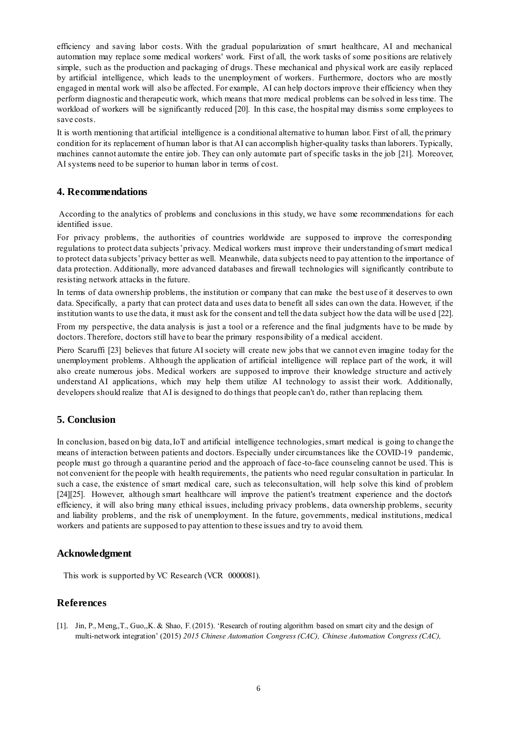efficiency and saving labor costs. With the gradual popularization of smart healthcare, AI and mechanical automation may replace some medical workers' work. First of all, the work tasks of some positions are relatively simple, such as the production and packaging of drugs. These mechanical and physical work are easily replaced by artificial intelligence, which leads to the unemployment of workers. Furthermore, doctors who are mostly engaged in mental work will also be affected. For example, AI can help doctors improve their efficiency when they perform diagnostic and therapeutic work, which means that more medical problems can be solved in less time. The workload of workers will be significantly reduced [20]. In this case, the hospital may dismiss some employees to save costs.

It is worth mentioning that artificial intelligence is a conditional alternative to human labor. First of all, the primary condition for its replacement of human labor is that AI can accomplish higher-quality tasks than laborers. Typically, machines cannot automate the entire job. They can only automate part of specific tasks in the job [21]. Moreover, AI systems need to be superior to human labor in terms of cost.

## 4. Recommendations

According to the analytics of problems and conclusions in this study, we have some recommendations for each identified issue.

For privacy problems, the authorities of countries worldwide are supposed to improve the corresponding regulations to protect data subjects' privacy. Medical workers must improve their understanding of smart medical to protect data subjects' privacy better as well. Meanwhile, data subjects need to pay attention to the importance of data protection. Additionally, more advanced databases and firewall technologies will significantly contribute to resisting network attacks in the future.

In terms of data ownership problems, the institution or company that can make the best use of it deserves to own data. Specifically, a party that can protect data and uses data to benefit all sides can own the data. However, if the institution wants to use the data, it must ask for the consent and tell the data subject how the data will be used [22].

From my perspective, the data analysis is just a tool or a reference and the final judgments have to be made by doctors. Therefore, doctors still have to bear the primary responsibility of a medical accident.

Piero Scaruffi [23] believes that future AI society will create new jobs that we cannot even imagine today for the unemployment problems. Although the application of artificial intelligence will replace part of the work, it will also create numerous jobs. Medical workers are supposed to improve their knowledge structure and actively understand AI applications, which may help them utilize AI technology to assist their work. Additionally, developers should realize that AI is designed to do things that people can't do, rather than replacing them.

## 5. Conclusion

In conclusion, based on big data, IoT and artificial intelligence technologies, smart medical is going to change the means of interaction between patients and doctors. Especially under circumstances like the COVID-19 pandemic, people must go through a quarantine period and the approach of face-to-face counseling cannot be used. This is not convenient for the people with health requirements, the patients who need regular consultation in particular. In such a case, the existence of smart medical care, such as teleconsultation, will help solve this kind of problem [24][25]. However, although smart healthcare will improve the patient's treatment experience and the doctor's efficiency, it will also bring many ethical issues, including privacy problems, data ownership problems, security and liability problems, and the risk of unemployment. In the future, governments, medical institutions, medical workers and patients are supposed to pay attention to these issues and try to avoid them.

## Acknowledgment

This work is supported by VC Research (VCR 0000081).

## References

[1]. Jin, P., Meng,,T., Guo,,K. & Shao, F. (2015). 'Research of routing algorithm based on smart city and the design of multi-network integration' (2015) *2015 Chinese Automation Congress (CAC), Chinese Automation Congress (CAC),*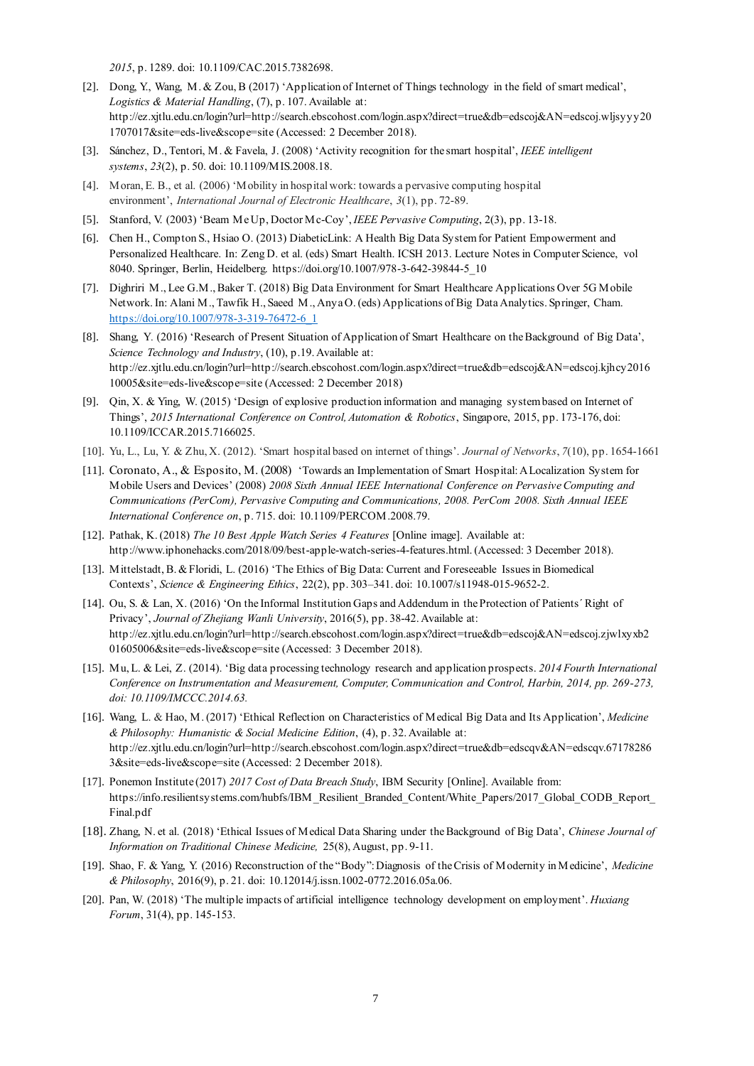*2015*, p. 1289. doi: 10.1109/CAC.2015.7382698.

[2]. Dong, Y., Wang, M. & Zou, B (2017) 'Application of Internet of Things technology in the field of smart medical', *Logistics & Material Handling*, (7), p. 107. Available at: http://ez.xjtlu.edu.cn/login?url=http://search.ebscohost.com/login.aspx?direct=true&db=edscoj&AN=edscoj.wljsyyy201707017&site=eds-live&scope=site (Accessed: 2 December 2018).

[3]. Sánchez, D., Tentori, M. & Favela, J. (2008) 'Activity recognition for the smart hospital', *IEEE intelligent systems*, *23*(2), p. 50. doi: 10.1109/MIS.2008.18.

[4]. Moran, E. B., et al. (2006) 'Mobility in hospital work: towards a pervasive computing hospital environment', *International Journal of Electronic Healthcare*, *3*(1), pp. 72-89.

[5]. Stanford, V. (2003) 'Beam Me Up, Doctor Mc-Coy', *IEEE Pervasive Computing*, 2(3), pp. 13-18.

[6]. Chen H., Compton S., Hsiao O. (2013) DiabeticLink: A Health Big Data System for Patient Empowerment and Personalized Healthcare. In: Zeng D. et al. (eds) Smart Health. ICSH 2013. Lecture Notes in Computer Science, vol 8040. Springer, Berlin, Heidelberg. https://doi.org/10.1007/978-3-642-39844-5_10

[7]. Dighriri M., Lee G.M., Baker T. (2018) Big Data Environment for Smart Healthcare Applications Over 5G Mobile Network. In: Alani M., Tawfik H., Saeed M., Anya O. (eds) Applications of Big Data Analytics. Springer, Cham. https://doi.org/10.1007/978-3-319-76472-6_1

[8]. Shang, Y. (2016) 'Research of Present Situation of Application of Smart Healthcare on the Background of Big Data', *Science Technology and Industry*, (10), p.19. Available at: http://ez.xjtlu.edu.cn/login?url=http://search.ebscohost.com/login.aspx?direct=true&db=edscoj&AN=edscoj.kjhcy201610005&site=eds-live&scope=site (Accessed: 2 December 2018)

[9]. Qin, X. & Ying, W. (2015) 'Design of explosive production information and managing system based on Internet of Things', *2015 International Conference on Control, Automation & Robotics*, Singapore, 2015, pp. 173-176, doi: 10.1109/ICCAR.2015.7166025.

[10]. Yu, L., Lu, Y. & Zhu, X. (2012). 'Smart hospital based on internet of things'. *Journal of Networks*, *7*(10), pp. 1654-1661

[11]. Coronato, A., & Esposito, M. (2008) 'Towards an Implementation of Smart Hospital: A Localization System for Mobile Users and Devices' (2008) *2008 Sixth Annual IEEE International Conference on Pervasive Computing and Communications (PerCom), Pervasive Computing and Communications, 2008. PerCom 2008. Sixth Annual IEEE International Conference on*, p. 715. doi: 10.1109/PERCOM.2008.79.

[12]. Pathak, K. (2018) *The 10 Best Apple Watch Series 4 Features* [Online image]. Available at: http://www.iphonehacks.com/2018/09/best-apple-watch-series-4-features.html. (Accessed: 3 December 2018).

[13]. Mittelstadt, B. & Floridi, L. (2016) 'The Ethics of Big Data: Current and Foreseeable Issues in Biomedical Contexts', *Science & Engineering Ethics*, 22(2), pp. 303–341. doi: 10.1007/s11948-015-9652-2.

[14]. Ou, S. & Lan, X. (2016) 'On the Informal Institution Gaps and Addendum in the Protection of Patients´ Right of Privacy', *Journal of Zhejiang Wanli University*, 2016(5), pp. 38-42. Available at: http://ez.xjtlu.edu.cn/login?url=http://search.ebscohost.com/login.aspx?direct=true&db=edscoj&AN=edscoj.zjwlxyxb201605006&site=eds-live&scope=site (Accessed: 3 December 2018).

[15]. Mu, L. & Lei, Z. (2014). 'Big data processing technology research and application prospects. *2014 Fourth International Conference on Instrumentation and Measurement, Computer, Communication and Control, Harbin, 2014, pp. 269-273, doi: 10.1109/IMCCC.2014.63.*

[16]. Wang, L. & Hao, M. (2017) 'Ethical Reflection on Characteristics of Medical Big Data and Its Application', *Medicine & Philosophy: Humanistic & Social Medicine Edition*, (4), p. 32. Available at: http://ez.xjtlu.edu.cn/login?url=http://search.ebscohost.com/login.aspx?direct=true&db=edscqv&AN=edscqv.671782863&site=eds-live&scope=site (Accessed: 2 December 2018).

[17]. Ponemon Institute (2017) *2017 Cost of Data Breach Study*, IBM Security [Online]. Available from: https://info.resilientsystems.com/hubfs/IBM_Resilient_Branded_Content/White_Papers/2017_Global_CODB_Report_Final.pdf

[18]. Zhang, N. et al. (2018) 'Ethical Issues of Medical Data Sharing under the Background of Big Data', *Chinese Journal of Information on Traditional Chinese Medicine,* 25(8), August, pp. 9-11.

[19]. Shao, F. & Yang, Y. (2016) Reconstruction of the "Body": Diagnosis of the Crisis of Modernity in Medicine', *Medicine & Philosophy*, 2016(9), p. 21. doi: 10.12014/j.issn.1002-0772.2016.05a.06.

[20]. Pan, W. (2018) 'The multiple impacts of artificial intelligence technology development on employment'. *Huxiang Forum*, 31(4), pp. 145-153.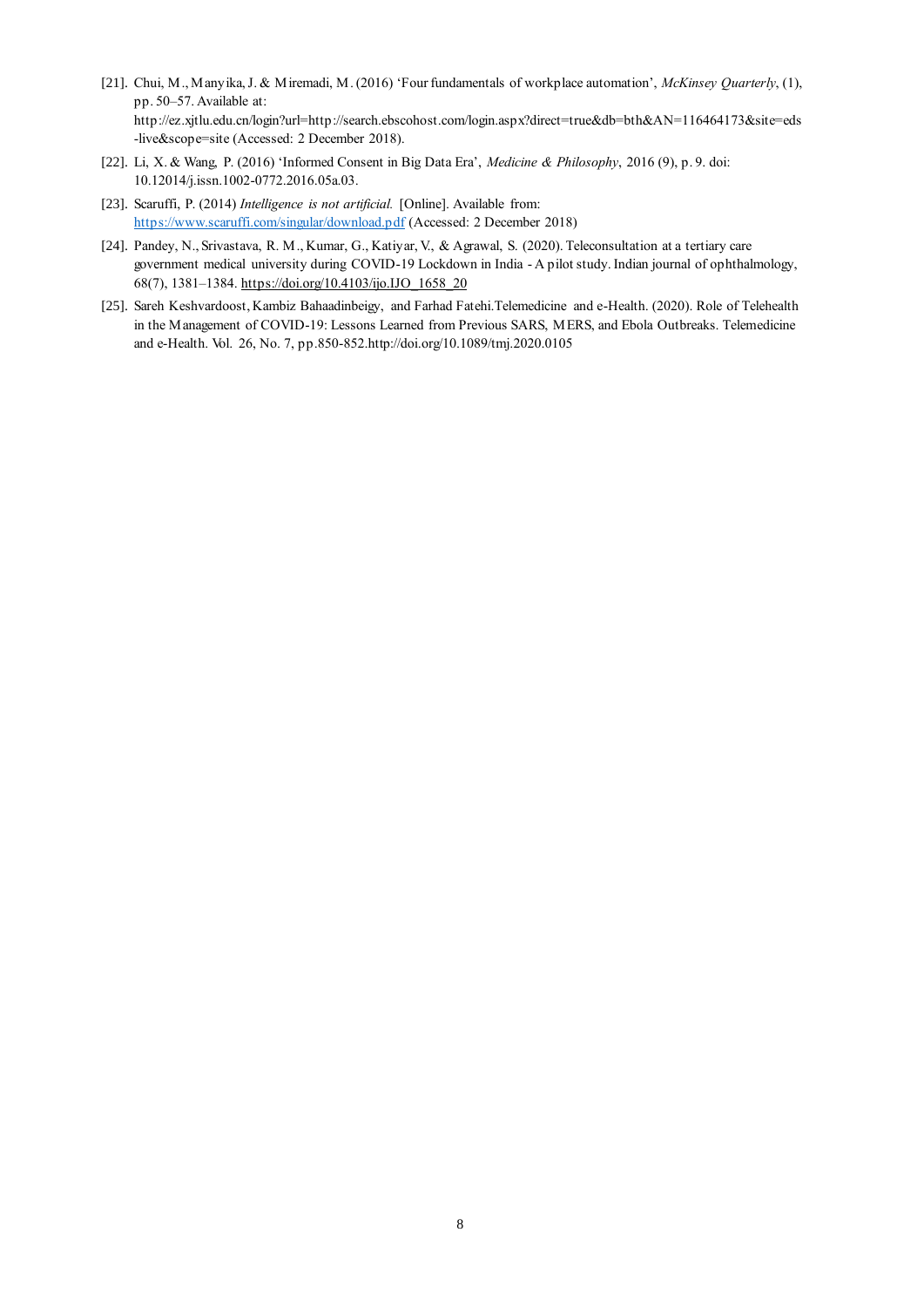[21]. Chui, M., Manyika, J. & Miremadi, M. (2016) 'Four fundamentals of workplace automation', *McKinsey Quarterly*, (1), pp. 50–57. Available at: http://ez.xjtlu.edu.cn/login?url=http://search.ebscohost.com/login.aspx?direct=true&db=bth&AN=116464173&site=eds-live&scope=site (Accessed: 2 December 2018).

[22]. Li, X. & Wang, P. (2016) 'Informed Consent in Big Data Era', *Medicine & Philosophy*, 2016 (9), p. 9. doi: 10.12014/j.issn.1002-0772.2016.05a.03.

[23]. Scaruffi, P. (2014) *Intelligence is not artificial.* [Online]. Available from: https://www.scaruffi.com/singular/download.pdf (Accessed: 2 December 2018)

[24]. Pandey, N., Srivastava, R. M., Kumar, G., Katiyar, V., & Agrawal, S. (2020). Teleconsultation at a tertiary care government medical university during COVID-19 Lockdown in India - A pilot study. Indian journal of ophthalmology, 68(7), 1381–1384. https://doi.org/10.4103/ijo.IJO_1658_20

[25]. Sareh Keshvardoost, Kambiz Bahaadinbeigy, and Farhad Fatehi.Telemedicine and e-Health. (2020). Role of Telehealth in the Management of COVID-19: Lessons Learned from Previous SARS, MERS, and Ebola Outbreaks. Telemedicine and e-Health. Vol. 26, No. 7, pp.850-852.http://doi.org/10.1089/tmj.2020.0105